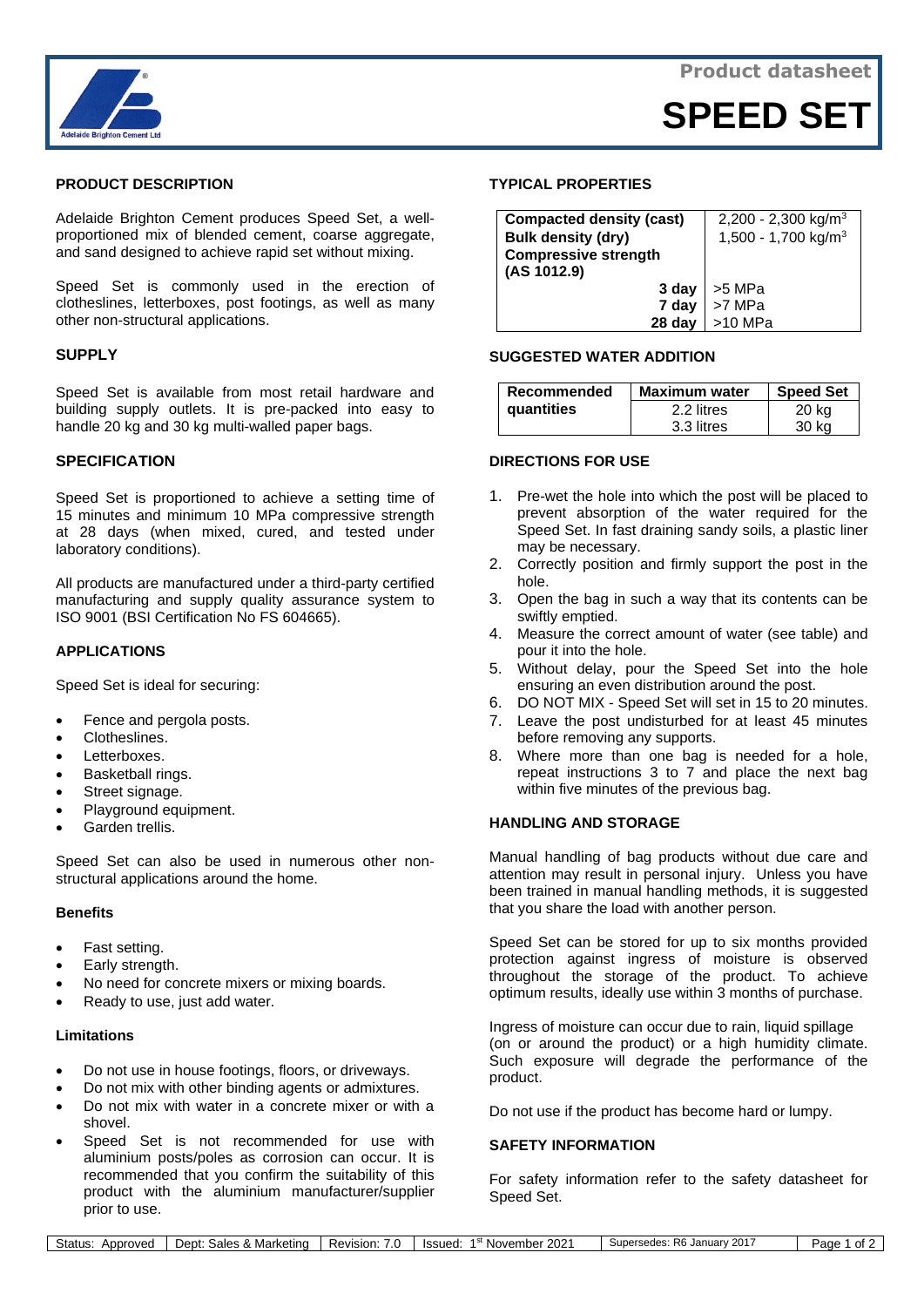Product datasheet

# SPEED SET

## PRODUCT DESCRIPTION

Adelaide Brighton Cement produces Speed Set, a well-proportioned mix of blended cement, coarse aggregate, and sand designed to achieve rapid set without mixing.

Speed Set is commonly used in the erection of clotheslines, letterboxes, post footings, as well as many other non-structural applications.

## SUPPLY

Speed Set is available from most retail hardware and building supply outlets. It is pre-packed into easy to handle 20 kg and 30 kg multi-walled paper bags.

## SPECIFICATION

Speed Set is proportioned to achieve a setting time of 15 minutes and minimum 10 MPa compressive strength at 28 days (when mixed, cured, and tested under laboratory conditions).

All products are manufactured under a third-party certified manufacturing and supply quality assurance system to ISO 9001 (BSI Certification No FS 604665).

## APPLICATIONS

Speed Set is ideal for securing:

- Fence and pergola posts.
- Clotheslines.
- Letterboxes.
- Basketball rings.
- Street signage.
- Playground equipment.
- Garden trellis.

Speed Set can also be used in numerous other non-structural applications around the home.

### Benefits

- Fast setting.
- Early strength.
- No need for concrete mixers or mixing boards.
- Ready to use, just add water.

### Limitations

- Do not use in house footings, floors, or driveways.
- Do not mix with other binding agents or admixtures.
- Do not mix with water in a concrete mixer or with a shovel.
- Speed Set is not recommended for use with aluminium posts/poles as corrosion can occur. It is recommended that you confirm the suitability of this product with the aluminium manufacturer/supplier prior to use.

## TYPICAL PROPERTIES

| Property | Value |
|---|---|
| **Compacted density (cast)** | 2,200 - 2,300 kg/m$^3$ |
| **Bulk density (dry)** | 1,500 - 1,700 kg/m$^3$ |
| **Compressive strength (AS 1012.9)** | |
| **3 day** | >5 MPa |
| **7 day** | >7 MPa |
| **28 day** | >10 MPa |

## SUGGESTED WATER ADDITION

| Recommended quantities | Maximum water | Speed Set |
|---|---|---|
| | 2.2 litres | 20 kg |
| | 3.3 litres | 30 kg |

## DIRECTIONS FOR USE

1. Pre-wet the hole into which the post will be placed to prevent absorption of the water required for the Speed Set. In fast draining sandy soils, a plastic liner may be necessary.
2. Correctly position and firmly support the post in the hole.
3. Open the bag in such a way that its contents can be swiftly emptied.
4. Measure the correct amount of water (see table) and pour it into the hole.
5. Without delay, pour the Speed Set into the hole ensuring an even distribution around the post.
6. DO NOT MIX - Speed Set will set in 15 to 20 minutes.
7. Leave the post undisturbed for at least 45 minutes before removing any supports.
8. Where more than one bag is needed for a hole, repeat instructions 3 to 7 and place the next bag within five minutes of the previous bag.

## HANDLING AND STORAGE

Manual handling of bag products without due care and attention may result in personal injury. Unless you have been trained in manual handling methods, it is suggested that you share the load with another person.

Speed Set can be stored for up to six months provided protection against ingress of moisture is observed throughout the storage of the product. To achieve optimum results, ideally use within 3 months of purchase.

Ingress of moisture can occur due to rain, liquid spillage (on or around the product) or a high humidity climate. Such exposure will degrade the performance of the product.

Do not use if the product has become hard or lumpy.

## SAFETY INFORMATION

For safety information refer to the safety datasheet for Speed Set.

| Status: Approved | Dept: Sales & Marketing | Revision: 7.0 | Issued: 1st November 2021 | Supersedes: R6 January 2017 |
|---|---|---|---|---|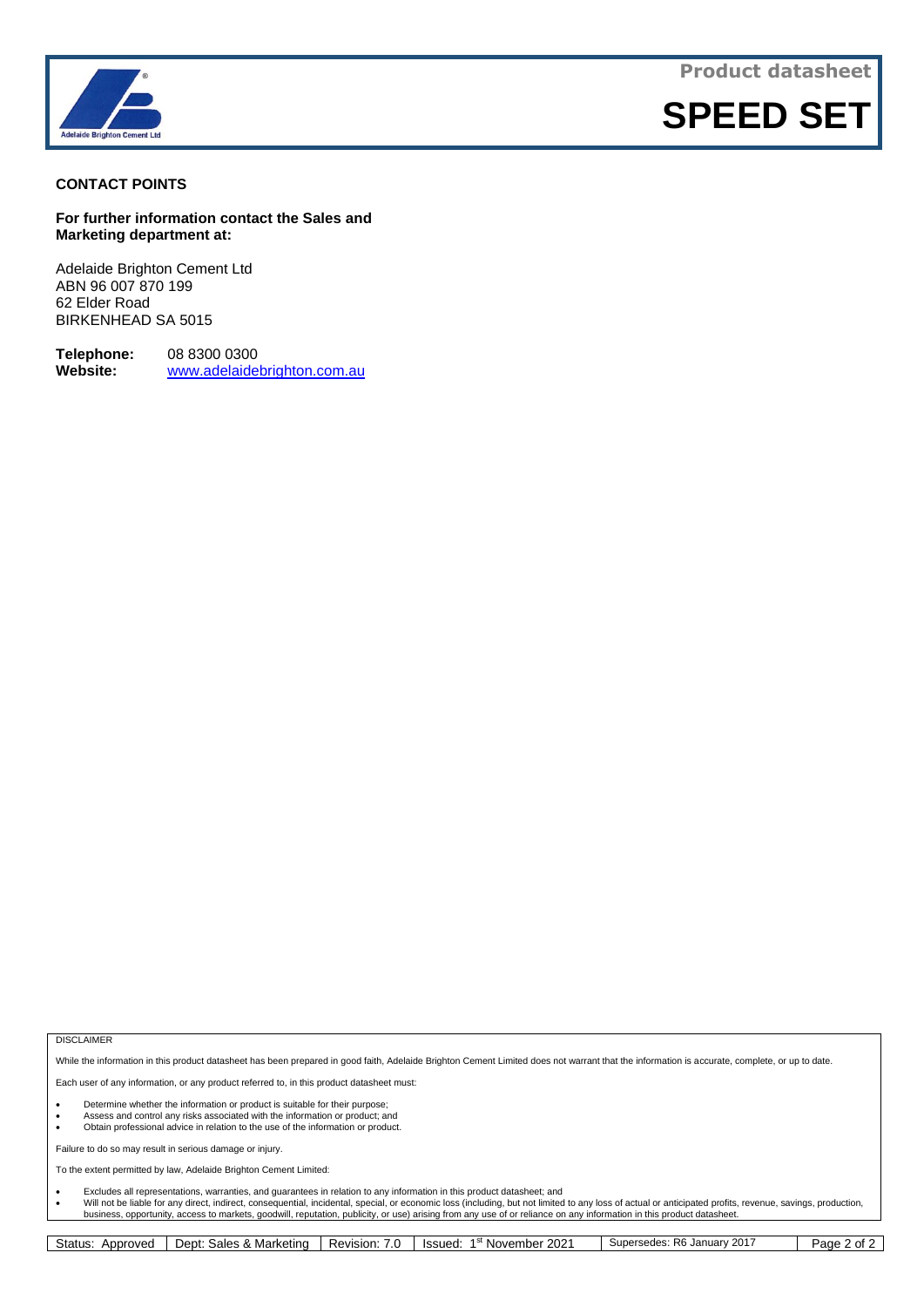### CONTACT POINTS

**For further information contact the Sales and Marketing department at:**

Adelaide Brighton Cement Ltd
ABN 96 007 870 199
62 Elder Road
BIRKENHEAD SA 5015

**Telephone:** 08 8300 0300
**Website:** www.adelaidebrighton.com.au

DISCLAIMER

While the information in this product datasheet has been prepared in good faith, Adelaide Brighton Cement Limited does not warrant that the information is accurate, complete, or up to date.

Each user of any information, or any product referred to, in this product datasheet must:

- Determine whether the information or product is suitable for their purpose;
- Assess and control any risks associated with the information or product; and
- Obtain professional advice in relation to the use of the information or product.

Failure to do so may result in serious damage or injury.

To the extent permitted by law, Adelaide Brighton Cement Limited:

- Excludes all representations, warranties, and guarantees in relation to any information in this product datasheet; and
- Will not be liable for any direct, indirect, consequential, incidental, special, or economic loss (including, but not limited to any loss of actual or anticipated profits, revenue, savings, production, business, opportunity, access to markets, goodwill, reputation, publicity, or use) arising from any use of or reliance on any information in this product datasheet.

| | | | | |
|---|---|---|---|---|
| Status: Approved | Dept: Sales & Marketing | Revision: 7.0 | Issued: 1st November 2021 | Supersedes: R6 January 2017 |